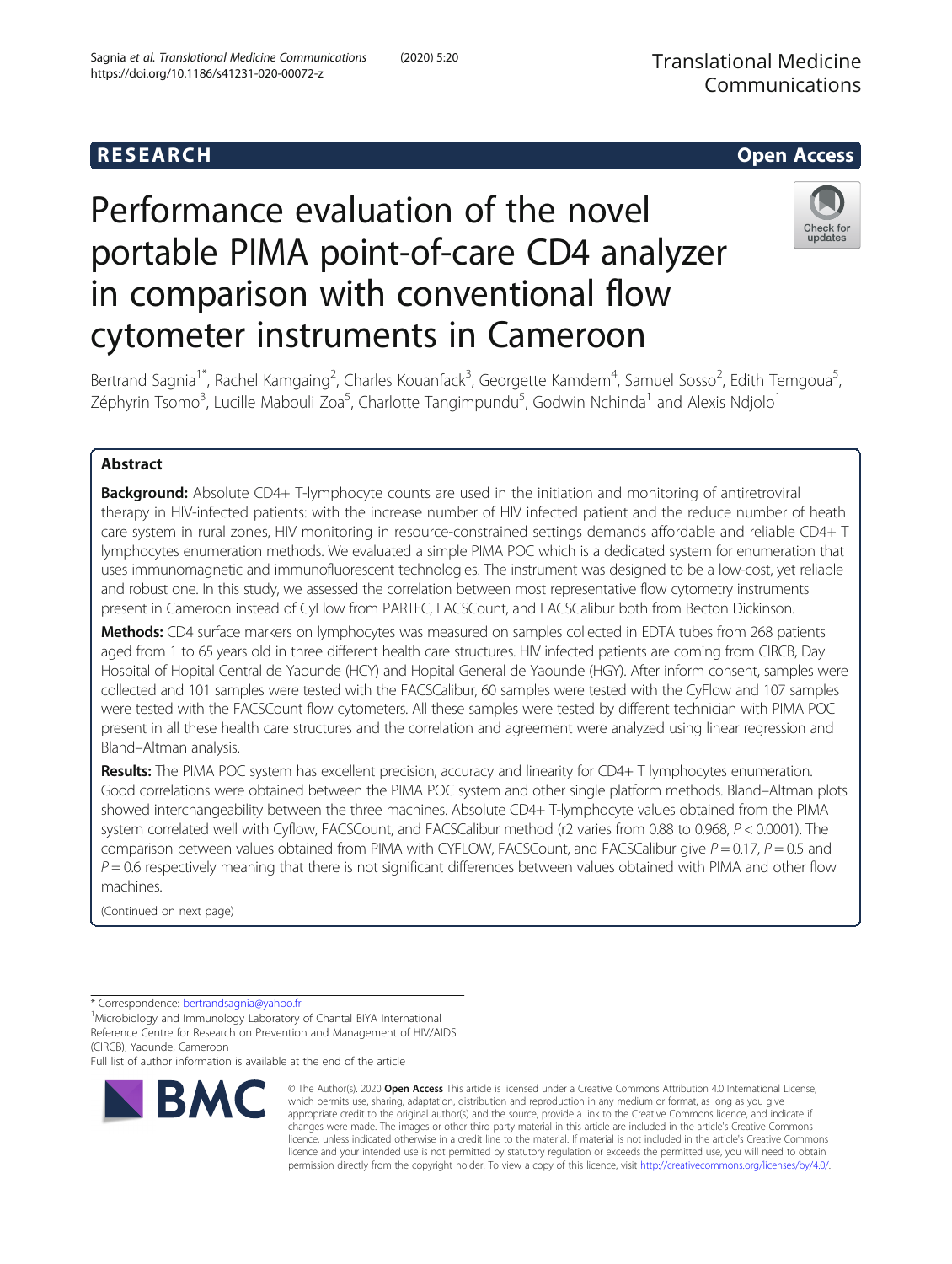RESEARCH Open Access

# Performance evaluation of the novel portable PIMA point-of-care CD4 analyzer in comparison with conventional flow cytometer instruments in Cameroon

Bertrand Sagnia[1*], Rachel Kamgaing[2], Charles Kouanfack[3], Georgette Kamdem[4], Samuel Sosso[2], Edith Temgoua[5], Zéphyrin Tsomo[3], Lucille Mabouli Zoa[5], Charlotte Tangimpundu[5], Godwin Nchinda[1] and Alexis Ndjolo[1]

## Abstract

**Background:** Absolute CD4+ T-lymphocyte counts are used in the initiation and monitoring of antiretroviral therapy in HIV-infected patients: with the increase number of HIV infected patient and the reduce number of heath care system in rural zones, HIV monitoring in resource-constrained settings demands affordable and reliable CD4+ T lymphocytes enumeration methods. We evaluated a simple PIMA POC which is a dedicated system for enumeration that uses immunomagnetic and immunofluorescent technologies. The instrument was designed to be a low-cost, yet reliable and robust one. In this study, we assessed the correlation between most representative flow cytometry instruments present in Cameroon instead of CyFlow from PARTEC, FACSCount, and FACSCalibur both from Becton Dickinson.

**Methods:** CD4 surface markers on lymphocytes was measured on samples collected in EDTA tubes from 268 patients aged from 1 to 65 years old in three different health care structures. HIV infected patients are coming from CIRCB, Day Hospital of Hopital Central de Yaounde (HCY) and Hopital General de Yaounde (HGY). After inform consent, samples were collected and 101 samples were tested with the FACSCalibur, 60 samples were tested with the CyFlow and 107 samples were tested with the FACSCount flow cytometers. All these samples were tested by different technician with PIMA POC present in all these health care structures and the correlation and agreement were analyzed using linear regression and Bland–Altman analysis.

**Results:** The PIMA POC system has excellent precision, accuracy and linearity for CD4+ T lymphocytes enumeration. Good correlations were obtained between the PIMA POC system and other single platform methods. Bland–Altman plots showed interchangeability between the three machines. Absolute CD4+ T-lymphocyte values obtained from the PIMA system correlated well with Cyflow, FACSCount, and FACSCalibur method (r2 varies from 0.88 to 0.968, $P < 0.0001$). The comparison between values obtained from PIMA with CYFLOW, FACSCount, and FACSCalibur give $P = 0.17$, $P = 0.5$ and $P = 0.6$ respectively meaning that there is not significant differences between values obtained with PIMA and other flow machines.

(Continued on next page)

* Correspondence: bertrandsagnia@yahoo.fr

[1]Microbiology and Immunology Laboratory of Chantal BIYA International Reference Centre for Research on Prevention and Management of HIV/AIDS (CIRCB), Yaounde, Cameroon

Full list of author information is available at the end of the article

© The Author(s). 2020 **Open Access** This article is licensed under a Creative Commons Attribution 4.0 International License, which permits use, sharing, adaptation, distribution and reproduction in any medium or format, as long as you give appropriate credit to the original author(s) and the source, provide a link to the Creative Commons licence, and indicate if changes were made. The images or other third party material in this article are included in the article's Creative Commons licence, unless indicated otherwise in a credit line to the material. If material is not included in the article's Creative Commons licence and your intended use is not permitted by statutory regulation or exceeds the permitted use, you will need to obtain permission directly from the copyright holder. To view a copy of this licence, visit http://creativecommons.org/licenses/by/4.0/.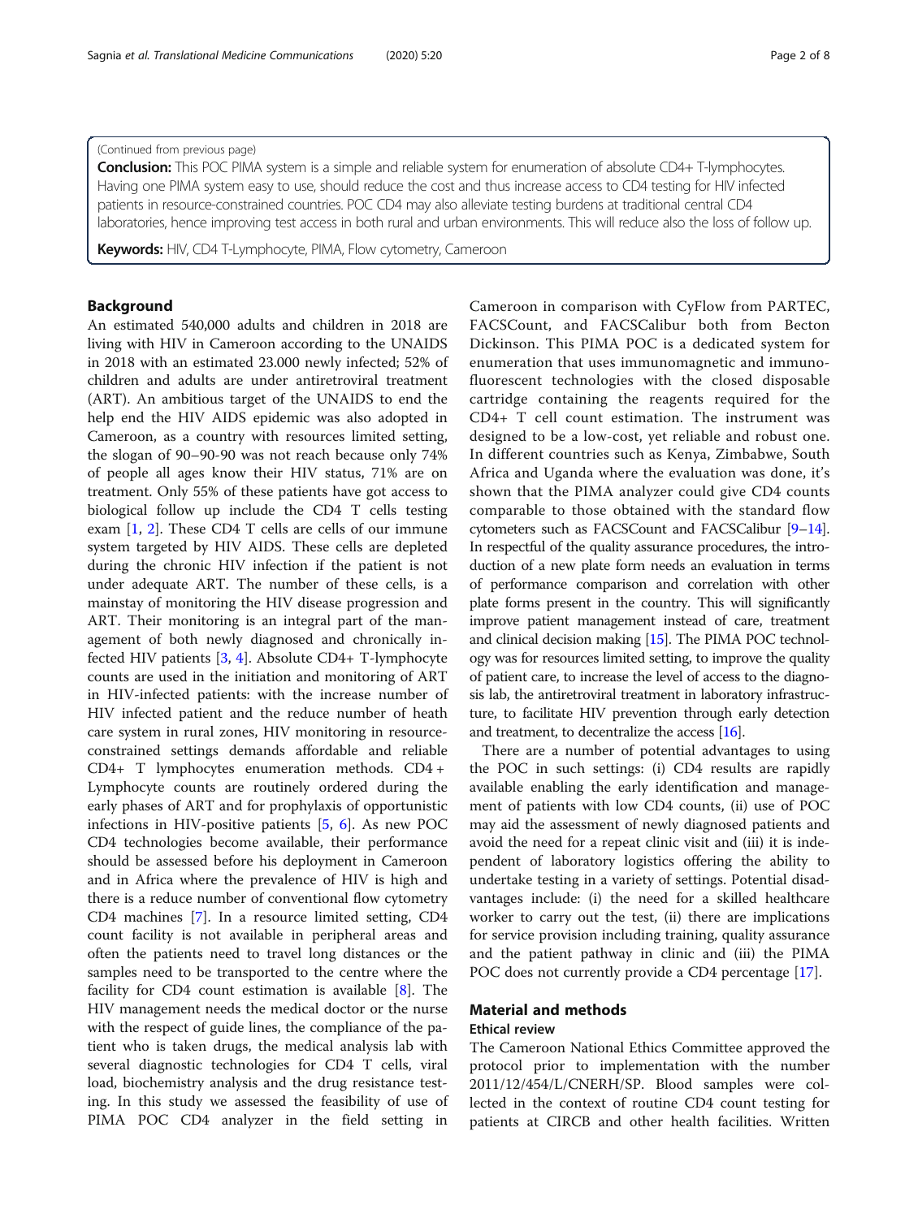(Continued from previous page)

**Conclusion:** This POC PIMA system is a simple and reliable system for enumeration of absolute CD4+ T-lymphocytes. Having one PIMA system easy to use, should reduce the cost and thus increase access to CD4 testing for HIV infected patients in resource-constrained countries. POC CD4 may also alleviate testing burdens at traditional central CD4 laboratories, hence improving test access in both rural and urban environments. This will reduce also the loss of follow up.

**Keywords:** HIV, CD4 T-Lymphocyte, PIMA, Flow cytometry, Cameroon

## Background

An estimated 540,000 adults and children in 2018 are living with HIV in Cameroon according to the UNAIDS in 2018 with an estimated 23.000 newly infected; 52% of children and adults are under antiretroviral treatment (ART). An ambitious target of the UNAIDS to end the help end the HIV AIDS epidemic was also adopted in Cameroon, as a country with resources limited setting, the slogan of 90–90-90 was not reach because only 74% of people all ages know their HIV status, 71% are on treatment. Only 55% of these patients have got access to biological follow up include the CD4 T cells testing exam [1, 2]. These CD4 T cells are cells of our immune system targeted by HIV AIDS. These cells are depleted during the chronic HIV infection if the patient is not under adequate ART. The number of these cells, is a mainstay of monitoring the HIV disease progression and ART. Their monitoring is an integral part of the management of both newly diagnosed and chronically infected HIV patients [3, 4]. Absolute CD4+ T-lymphocyte counts are used in the initiation and monitoring of ART in HIV-infected patients: with the increase number of HIV infected patient and the reduce number of heath care system in rural zones, HIV monitoring in resource-constrained settings demands affordable and reliable CD4+ T lymphocytes enumeration methods. CD4 + Lymphocyte counts are routinely ordered during the early phases of ART and for prophylaxis of opportunistic infections in HIV-positive patients [5, 6]. As new POC CD4 technologies become available, their performance should be assessed before his deployment in Cameroon and in Africa where the prevalence of HIV is high and there is a reduce number of conventional flow cytometry CD4 machines [7]. In a resource limited setting, CD4 count facility is not available in peripheral areas and often the patients need to travel long distances or the samples need to be transported to the centre where the facility for CD4 count estimation is available [8]. The HIV management needs the medical doctor or the nurse with the respect of guide lines, the compliance of the patient who is taken drugs, the medical analysis lab with several diagnostic technologies for CD4 T cells, viral load, biochemistry analysis and the drug resistance testing. In this study we assessed the feasibility of use of PIMA POC CD4 analyzer in the field setting in Cameroon in comparison with CyFlow from PARTEC, FACSCount, and FACSCalibur both from Becton Dickinson. This PIMA POC is a dedicated system for enumeration that uses immunomagnetic and immunofluorescent technologies with the closed disposable cartridge containing the reagents required for the CD4+ T cell count estimation. The instrument was designed to be a low-cost, yet reliable and robust one. In different countries such as Kenya, Zimbabwe, South Africa and Uganda where the evaluation was done, it's shown that the PIMA analyzer could give CD4 counts comparable to those obtained with the standard flow cytometers such as FACSCount and FACSCalibur [9–14]. In respectful of the quality assurance procedures, the introduction of a new plate form needs an evaluation in terms of performance comparison and correlation with other plate forms present in the country. This will significantly improve patient management instead of care, treatment and clinical decision making [15]. The PIMA POC technology was for resources limited setting, to improve the quality of patient care, to increase the level of access to the diagnosis lab, the antiretroviral treatment in laboratory infrastructure, to facilitate HIV prevention through early detection and treatment, to decentralize the access [16].

There are a number of potential advantages to using the POC in such settings: (i) CD4 results are rapidly available enabling the early identification and management of patients with low CD4 counts, (ii) use of POC may aid the assessment of newly diagnosed patients and avoid the need for a repeat clinic visit and (iii) it is independent of laboratory logistics offering the ability to undertake testing in a variety of settings. Potential disadvantages include: (i) the need for a skilled healthcare worker to carry out the test, (ii) there are implications for service provision including training, quality assurance and the patient pathway in clinic and (iii) the PIMA POC does not currently provide a CD4 percentage [17].

## Material and methods

### Ethical review

The Cameroon National Ethics Committee approved the protocol prior to implementation with the number 2011/12/454/L/CNERH/SP. Blood samples were collected in the context of routine CD4 count testing for patients at CIRCB and other health facilities. Written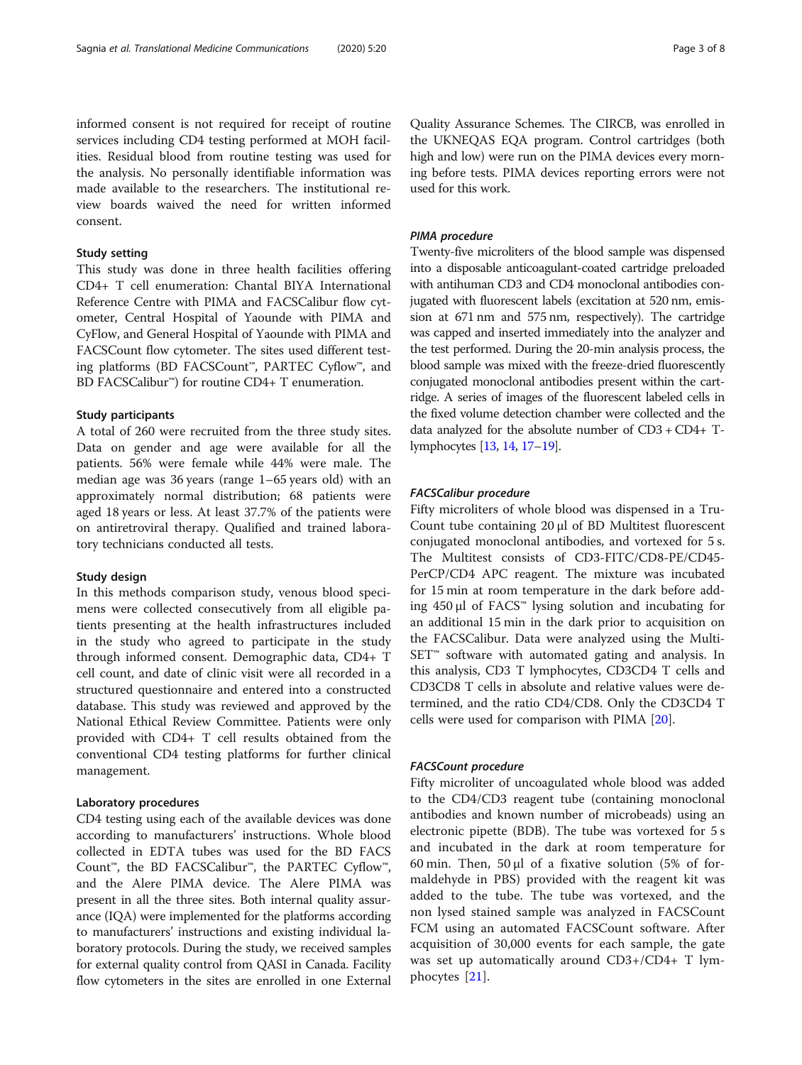informed consent is not required for receipt of routine services including CD4 testing performed at MOH facilities. Residual blood from routine testing was used for the analysis. No personally identifiable information was made available to the researchers. The institutional review boards waived the need for written informed consent.

### Study setting

This study was done in three health facilities offering CD4+ T cell enumeration: Chantal BIYA International Reference Centre with PIMA and FACSCalibur flow cytometer, Central Hospital of Yaounde with PIMA and CyFlow, and General Hospital of Yaounde with PIMA and FACSCount flow cytometer. The sites used different testing platforms (BD FACSCount™, PARTEC Cyflow™, and BD FACSCalibur™) for routine CD4+ T enumeration.

### Study participants

A total of 260 were recruited from the three study sites. Data on gender and age were available for all the patients. 56% were female while 44% were male. The median age was 36 years (range 1–65 years old) with an approximately normal distribution; 68 patients were aged 18 years or less. At least 37.7% of the patients were on antiretroviral therapy. Qualified and trained laboratory technicians conducted all tests.

### Study design

In this methods comparison study, venous blood specimens were collected consecutively from all eligible patients presenting at the health infrastructures included in the study who agreed to participate in the study through informed consent. Demographic data, CD4+ T cell count, and date of clinic visit were all recorded in a structured questionnaire and entered into a constructed database. This study was reviewed and approved by the National Ethical Review Committee. Patients were only provided with CD4+ T cell results obtained from the conventional CD4 testing platforms for further clinical management.

### Laboratory procedures

CD4 testing using each of the available devices was done according to manufacturers' instructions. Whole blood collected in EDTA tubes was used for the BD FACS Count™, the BD FACSCalibur™, the PARTEC Cyflow™, and the Alere PIMA device. The Alere PIMA was present in all the three sites. Both internal quality assurance (IQA) were implemented for the platforms according to manufacturers' instructions and existing individual laboratory protocols. During the study, we received samples for external quality control from QASI in Canada. Facility flow cytometers in the sites are enrolled in one External Quality Assurance Schemes. The CIRCB, was enrolled in the UKNEQAS EQA program. Control cartridges (both high and low) were run on the PIMA devices every morning before tests. PIMA devices reporting errors were not used for this work.

#### *PIMA procedure*

Twenty-five microliters of the blood sample was dispensed into a disposable anticoagulant-coated cartridge preloaded with antihuman CD3 and CD4 monoclonal antibodies conjugated with fluorescent labels (excitation at 520 nm, emission at 671 nm and 575 nm, respectively). The cartridge was capped and inserted immediately into the analyzer and the test performed. During the 20-min analysis process, the blood sample was mixed with the freeze-dried fluorescently conjugated monoclonal antibodies present within the cartridge. A series of images of the fluorescent labeled cells in the fixed volume detection chamber were collected and the data analyzed for the absolute number of CD3 + CD4+ T-lymphocytes [13, 14, 17–19].

#### *FACSCalibur procedure*

Fifty microliters of whole blood was dispensed in a Tru-Count tube containing 20 μl of BD Multitest fluorescent conjugated monoclonal antibodies, and vortexed for 5 s. The Multitest consists of CD3-FITC/CD8-PE/CD45-PerCP/CD4 APC reagent. The mixture was incubated for 15 min at room temperature in the dark before adding 450 μl of FACS™ lysing solution and incubating for an additional 15 min in the dark prior to acquisition on the FACSCalibur. Data were analyzed using the Multi-SET™ software with automated gating and analysis. In this analysis, CD3 T lymphocytes, CD3CD4 T cells and CD3CD8 T cells in absolute and relative values were determined, and the ratio CD4/CD8. Only the CD3CD4 T cells were used for comparison with PIMA [20].

#### *FACSCount procedure*

Fifty microliter of uncoagulated whole blood was added to the CD4/CD3 reagent tube (containing monoclonal antibodies and known number of microbeads) using an electronic pipette (BDB). The tube was vortexed for 5 s and incubated in the dark at room temperature for 60 min. Then, 50 μl of a fixative solution (5% of formaldehyde in PBS) provided with the reagent kit was added to the tube. The tube was vortexed, and the non lysed stained sample was analyzed in FACSCount FCM using an automated FACSCount software. After acquisition of 30,000 events for each sample, the gate was set up automatically around CD3+/CD4+ T lymphocytes [21].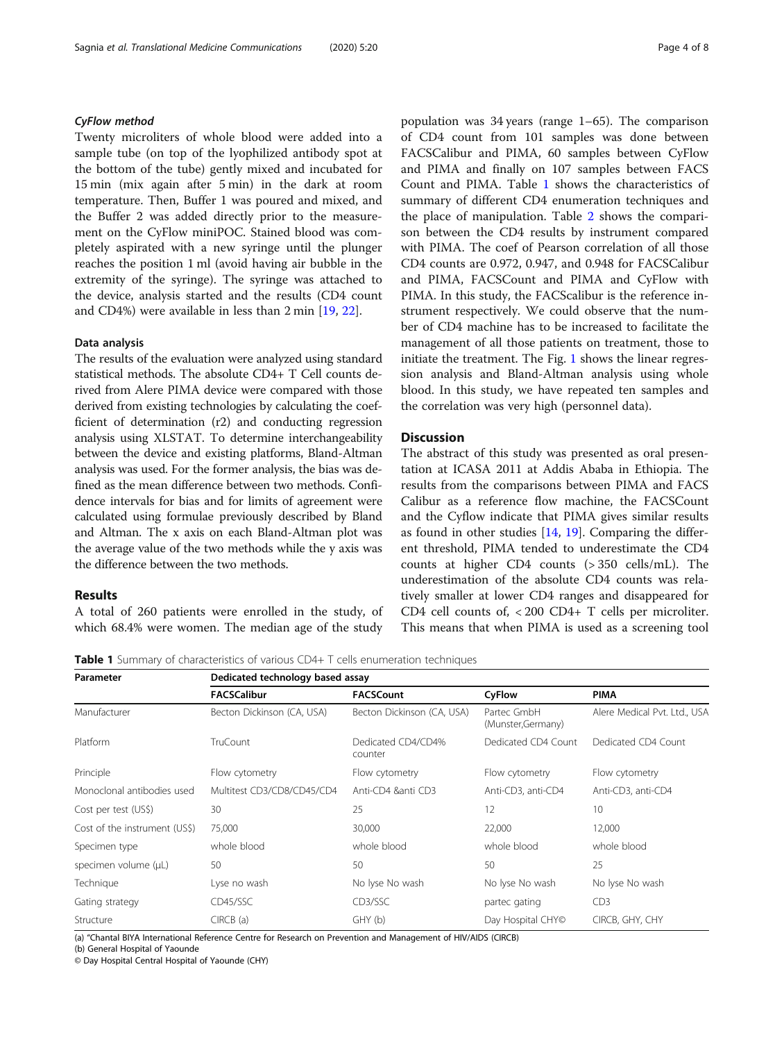#### CyFlow method

Twenty microliters of whole blood were added into a sample tube (on top of the lyophilized antibody spot at the bottom of the tube) gently mixed and incubated for 15 min (mix again after 5 min) in the dark at room temperature. Then, Buffer 1 was poured and mixed, and the Buffer 2 was added directly prior to the measurement on the CyFlow miniPOC. Stained blood was completely aspirated with a new syringe until the plunger reaches the position 1 ml (avoid having air bubble in the extremity of the syringe). The syringe was attached to the device, analysis started and the results (CD4 count and CD4%) were available in less than 2 min [19, 22].

### Data analysis

The results of the evaluation were analyzed using standard statistical methods. The absolute CD4+ T Cell counts derived from Alere PIMA device were compared with those derived from existing technologies by calculating the coefficient of determination (r2) and conducting regression analysis using XLSTAT. To determine interchangeability between the device and existing platforms, Bland-Altman analysis was used. For the former analysis, the bias was defined as the mean difference between two methods. Confidence intervals for bias and for limits of agreement were calculated using formulae previously described by Bland and Altman. The x axis on each Bland-Altman plot was the average value of the two methods while the y axis was the difference between the two methods.

## Results

A total of 260 patients were enrolled in the study, of which 68.4% were women. The median age of the study population was 34 years (range 1–65). The comparison of CD4 count from 101 samples was done between FACSCalibur and PIMA, 60 samples between CyFlow and PIMA and finally on 107 samples between FACS Count and PIMA. Table 1 shows the characteristics of summary of different CD4 enumeration techniques and the place of manipulation. Table 2 shows the comparison between the CD4 results by instrument compared with PIMA. The coef of Pearson correlation of all those CD4 counts are 0.972, 0.947, and 0.948 for FACSCalibur and PIMA, FACSCount and PIMA and CyFlow with PIMA. In this study, the FACScalibur is the reference instrument respectively. We could observe that the number of CD4 machine has to be increased to facilitate the management of all those patients on treatment, those to initiate the treatment. The Fig. 1 shows the linear regression analysis and Bland-Altman analysis using whole blood. In this study, we have repeated ten samples and the correlation was very high (personnel data).

## Discussion

The abstract of this study was presented as oral presentation at ICASA 2011 at Addis Ababa in Ethiopia. The results from the comparisons between PIMA and FACS Calibur as a reference flow machine, the FACSCount and the Cyflow indicate that PIMA gives similar results as found in other studies [14, 19]. Comparing the different threshold, PIMA tended to underestimate the CD4 counts at higher CD4 counts (> 350 cells/mL). The underestimation of the absolute CD4 counts was relatively smaller at lower CD4 ranges and disappeared for CD4 cell counts of, < 200 CD4+ T cells per microliter. This means that when PIMA is used as a screening tool

**Table 1** Summary of characteristics of various CD4+ T cells enumeration techniques

| Parameter | Dedicated technology based assay | | | |
|---|---|---|---|---|
| | **FACSCalibur** | **FACSCount** | **CyFlow** | **PIMA** |
| Manufacturer | Becton Dickinson (CA, USA) | Becton Dickinson (CA, USA) | Partec GmbH (Munster,Germany) | Alere Medical Pvt. Ltd., USA |
| Platform | TruCount | Dedicated CD4/CD4% counter | Dedicated CD4 Count | Dedicated CD4 Count |
| Principle | Flow cytometry | Flow cytometry | Flow cytometry | Flow cytometry |
| Monoclonal antibodies used | Multitest CD3/CD8/CD45/CD4 | Anti-CD4 &anti CD3 | Anti-CD3, anti-CD4 | Anti-CD3, anti-CD4 |
| Cost per test (US$) | 30 | 25 | 12 | 10 |
| Cost of the instrument (US$) | 75,000 | 30,000 | 22,000 | 12,000 |
| Specimen type | whole blood | whole blood | whole blood | whole blood |
| specimen volume (μL) | 50 | 50 | 50 | 25 |
| Technique | Lyse no wash | No lyse No wash | No lyse No wash | No lyse No wash |
| Gating strategy | CD45/SSC | CD3/SSC | partec gating | CD3 |
| Structure | CIRCB (a) | GHY (b) | Day Hospital CHY© | CIRCB, GHY, CHY |

(a) "Chantal BIYA International Reference Centre for Research on Prevention and Management of HIV/AIDS (CIRCB)
(b) General Hospital of Yaounde
© Day Hospital Central Hospital of Yaounde (CHY)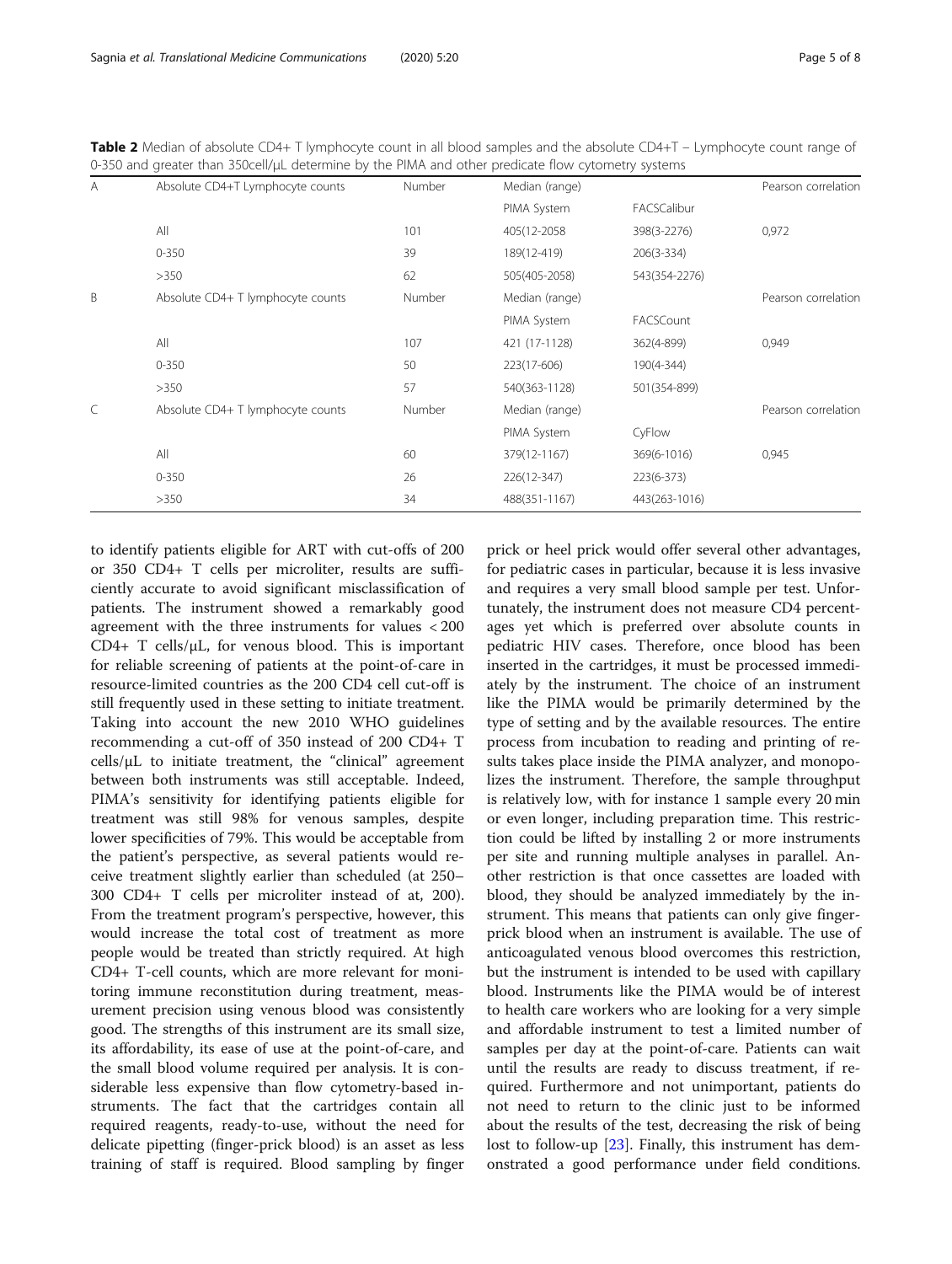**Table 2** Median of absolute CD4+ T lymphocyte count in all blood samples and the absolute CD4+T – Lymphocyte count range of 0-350 and greater than 350cell/µL determine by the PIMA and other predicate flow cytometry systems

| A | Absolute CD4+T Lymphocyte counts | Number | Median (range) | | Pearson correlation |
|---|---|---|---|---|---|
| | | | PIMA System | FACSCalibur | |
| | All | 101 | 405(12-2058 | 398(3-2276) | 0,972 |
| | 0-350 | 39 | 189(12-419) | 206(3-334) | |
| | >350 | 62 | 505(405-2058) | 543(354-2276) | |
| B | Absolute CD4+ T lymphocyte counts | Number | Median (range) | | Pearson correlation |
| | | | PIMA System | FACSCount | |
| | All | 107 | 421 (17-1128) | 362(4-899) | 0,949 |
| | 0-350 | 50 | 223(17-606) | 190(4-344) | |
| | >350 | 57 | 540(363-1128) | 501(354-899) | |
| C | Absolute CD4+ T lymphocyte counts | Number | Median (range) | | Pearson correlation |
| | | | PIMA System | CyFlow | |
| | All | 60 | 379(12-1167) | 369(6-1016) | 0,945 |
| | 0-350 | 26 | 226(12-347) | 223(6-373) | |
| | >350 | 34 | 488(351-1167) | 443(263-1016) | |

to identify patients eligible for ART with cut-offs of 200 or 350 CD4+ T cells per microliter, results are sufficiently accurate to avoid significant misclassification of patients. The instrument showed a remarkably good agreement with the three instruments for values < 200 CD4+ T cells/µL, for venous blood. This is important for reliable screening of patients at the point-of-care in resource-limited countries as the 200 CD4 cell cut-off is still frequently used in these setting to initiate treatment. Taking into account the new 2010 WHO guidelines recommending a cut-off of 350 instead of 200 CD4+ T cells/µL to initiate treatment, the "clinical" agreement between both instruments was still acceptable. Indeed, PIMA's sensitivity for identifying patients eligible for treatment was still 98% for venous samples, despite lower specificities of 79%. This would be acceptable from the patient's perspective, as several patients would receive treatment slightly earlier than scheduled (at 250–300 CD4+ T cells per microliter instead of at, 200). From the treatment program's perspective, however, this would increase the total cost of treatment as more people would be treated than strictly required. At high CD4+ T-cell counts, which are more relevant for monitoring immune reconstitution during treatment, measurement precision using venous blood was consistently good. The strengths of this instrument are its small size, its affordability, its ease of use at the point-of-care, and the small blood volume required per analysis. It is considerable less expensive than flow cytometry-based instruments. The fact that the cartridges contain all required reagents, ready-to-use, without the need for delicate pipetting (finger-prick blood) is an asset as less training of staff is required. Blood sampling by finger prick or heel prick would offer several other advantages, for pediatric cases in particular, because it is less invasive and requires a very small blood sample per test. Unfortunately, the instrument does not measure CD4 percentages yet which is preferred over absolute counts in pediatric HIV cases. Therefore, once blood has been inserted in the cartridges, it must be processed immediately by the instrument. The choice of an instrument like the PIMA would be primarily determined by the type of setting and by the available resources. The entire process from incubation to reading and printing of results takes place inside the PIMA analyzer, and monopolizes the instrument. Therefore, the sample throughput is relatively low, with for instance 1 sample every 20 min or even longer, including preparation time. This restriction could be lifted by installing 2 or more instruments per site and running multiple analyses in parallel. Another restriction is that once cassettes are loaded with blood, they should be analyzed immediately by the instrument. This means that patients can only give finger-prick blood when an instrument is available. The use of anticoagulated venous blood overcomes this restriction, but the instrument is intended to be used with capillary blood. Instruments like the PIMA would be of interest to health care workers who are looking for a very simple and affordable instrument to test a limited number of samples per day at the point-of-care. Patients can wait until the results are ready to discuss treatment, if required. Furthermore and not unimportant, patients do not need to return to the clinic just to be informed about the results of the test, decreasing the risk of being lost to follow-up [23]. Finally, this instrument has demonstrated a good performance under field conditions.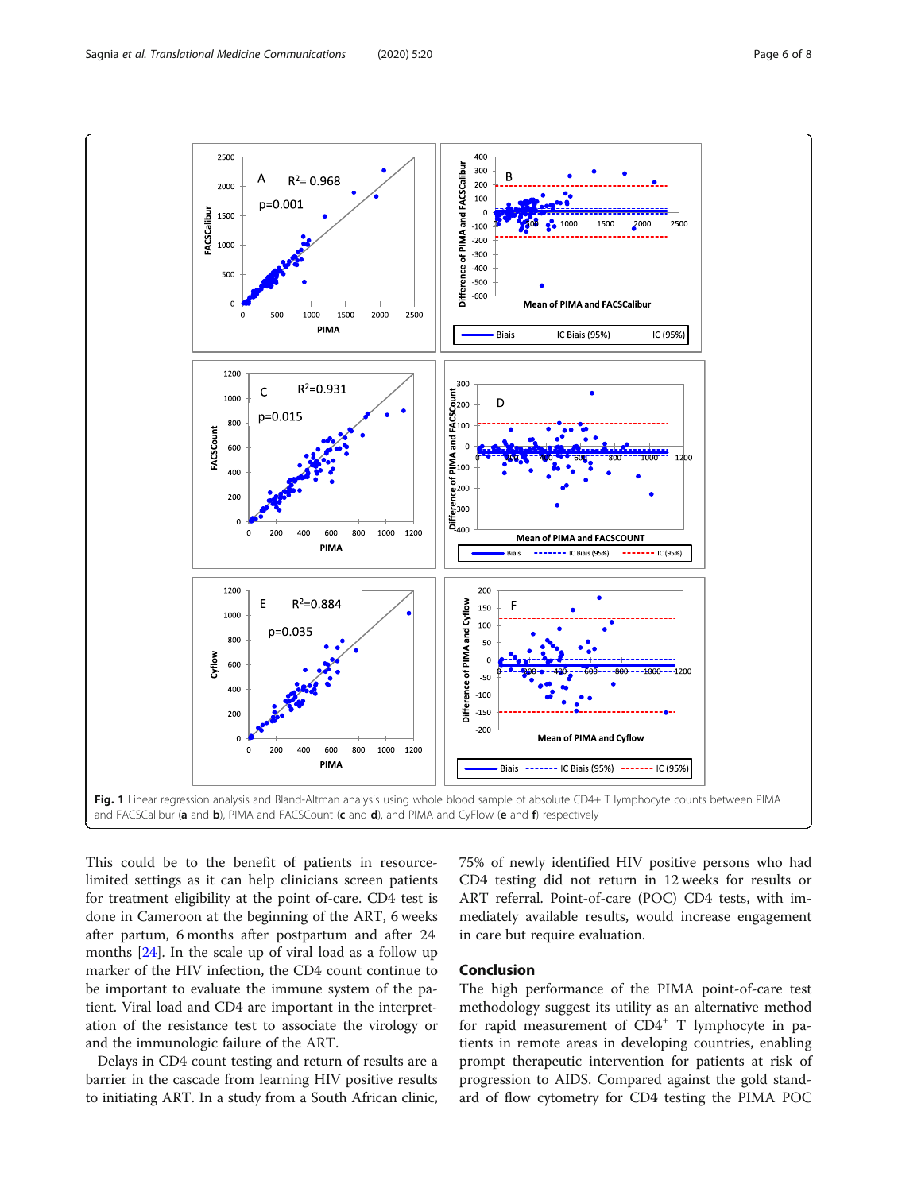**Fig. 1** Linear regression analysis and Bland-Altman analysis using whole blood sample of absolute CD4+ T lymphocyte counts between PIMA and FACSCalibur (**a** and **b**), PIMA and FACSCount (**c** and **d**), and PIMA and CyFlow (**e** and **f**) respectively

This could be to the benefit of patients in resource-limited settings as it can help clinicians screen patients for treatment eligibility at the point of-care. CD4 test is done in Cameroon at the beginning of the ART, 6 weeks after partum, 6 months after postpartum and after 24 months [24]. In the scale up of viral load as a follow up marker of the HIV infection, the CD4 count continue to be important to evaluate the immune system of the patient. Viral load and CD4 are important in the interpretation of the resistance test to associate the virology or and the immunologic failure of the ART.

Delays in CD4 count testing and return of results are a barrier in the cascade from learning HIV positive results to initiating ART. In a study from a South African clinic, 75% of newly identified HIV positive persons who had CD4 testing did not return in 12 weeks for results or ART referral. Point-of-care (POC) CD4 tests, with immediately available results, would increase engagement in care but require evaluation.

## Conclusion

The high performance of the PIMA point-of-care test methodology suggest its utility as an alternative method for rapid measurement of $CD4^+$ T lymphocyte in patients in remote areas in developing countries, enabling prompt therapeutic intervention for patients at risk of progression to AIDS. Compared against the gold standard of flow cytometry for CD4 testing the PIMA POC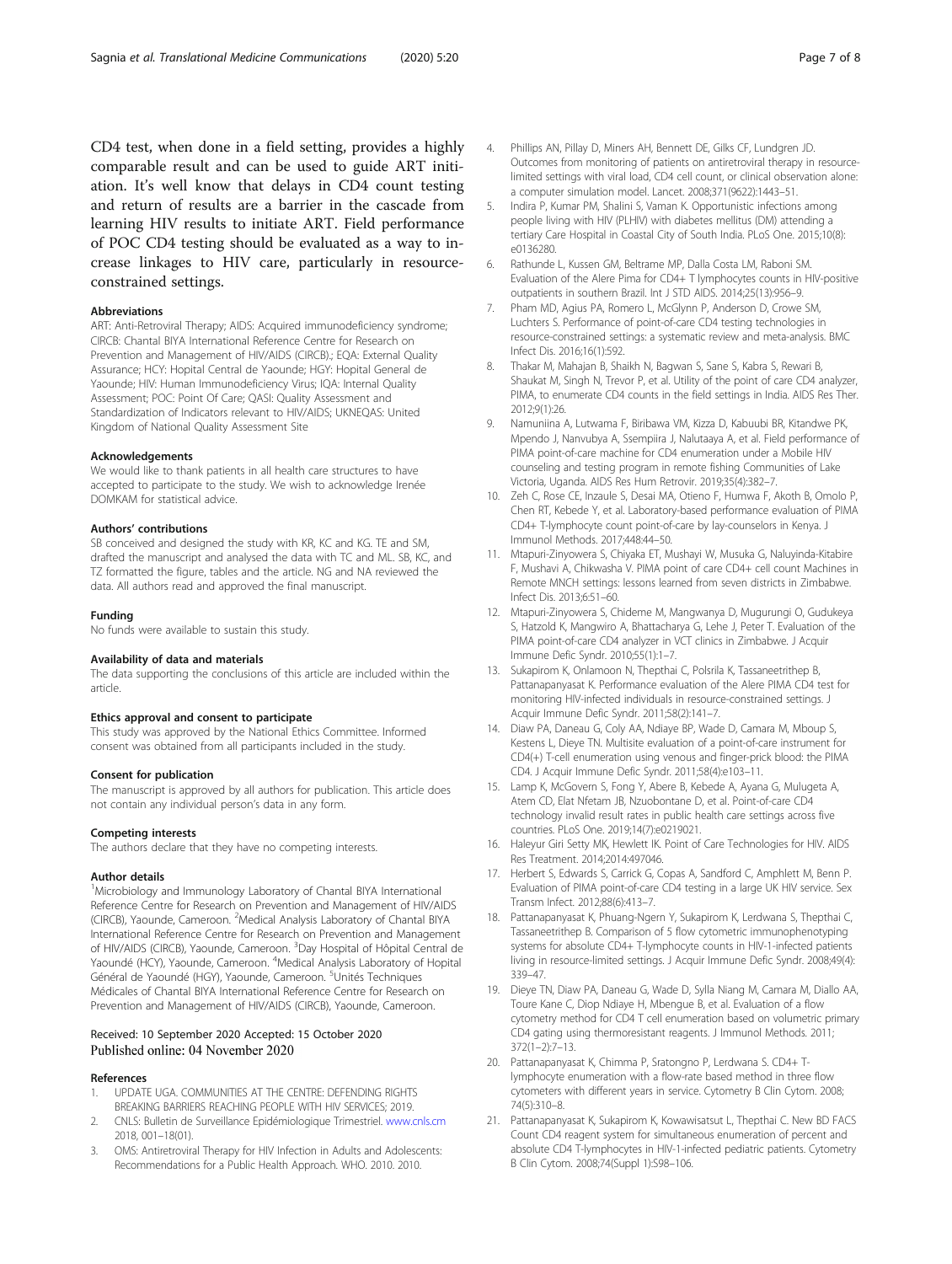CD4 test, when done in a field setting, provides a highly comparable result and can be used to guide ART initiation. It's well know that delays in CD4 count testing and return of results are a barrier in the cascade from learning HIV results to initiate ART. Field performance of POC CD4 testing should be evaluated as a way to increase linkages to HIV care, particularly in resource-constrained settings.

### Abbreviations

ART: Anti-Retroviral Therapy; AIDS: Acquired immunodeficiency syndrome; CIRCB: Chantal BIYA International Reference Centre for Research on Prevention and Management of HIV/AIDS (CIRCB).; EQA: External Quality Assurance; HCY: Hopital Central de Yaounde; HGY: Hopital General de Yaounde; HIV: Human Immunodeficiency Virus; IQA: Internal Quality Assessment; POC: Point Of Care; QASI: Quality Assessment and Standardization of Indicators relevant to HIV/AIDS; UKNEQAS: United Kingdom of National Quality Assessment Site

### Acknowledgements

We would like to thank patients in all health care structures to have accepted to participate to the study. We wish to acknowledge Irenée DOMKAM for statistical advice.

### Authors' contributions

SB conceived and designed the study with KR, KC and KG. TE and SM, drafted the manuscript and analysed the data with TC and ML. SB, KC, and TZ formatted the figure, tables and the article. NG and NA reviewed the data. All authors read and approved the final manuscript.

### Funding

No funds were available to sustain this study.

### Availability of data and materials

The data supporting the conclusions of this article are included within the article.

### Ethics approval and consent to participate

This study was approved by the National Ethics Committee. Informed consent was obtained from all participants included in the study.

### Consent for publication

The manuscript is approved by all authors for publication. This article does not contain any individual person's data in any form.

### Competing interests

The authors declare that they have no competing interests.

### Author details

[1]Microbiology and Immunology Laboratory of Chantal BIYA International Reference Centre for Research on Prevention and Management of HIV/AIDS (CIRCB), Yaounde, Cameroon. [2]Medical Analysis Laboratory of Chantal BIYA International Reference Centre for Research on Prevention and Management of HIV/AIDS (CIRCB), Yaounde, Cameroon. [3]Day Hospital of Hôpital Central de Yaoundé (HCY), Yaounde, Cameroon. [4]Medical Analysis Laboratory of Hopital Général de Yaoundé (HGY), Yaounde, Cameroon. [5]Unités Techniques Médicales of Chantal BIYA International Reference Centre for Research on Prevention and Management of HIV/AIDS (CIRCB), Yaounde, Cameroon.

Received: 10 September 2020 Accepted: 15 October 2020
Published online: 04 November 2020

### References

1. UPDATE UGA. COMMUNITIES AT THE CENTRE: DEFENDING RIGHTS BREAKING BARRIERS REACHING PEOPLE WITH HIV SERVICES; 2019.
2. CNLS: Bulletin de Surveillance Epidémiologique Trimestriel. www.cnls.cm 2018, 001–18(01).
3. OMS: Antiretroviral Therapy for HIV Infection in Adults and Adolescents: Recommendations for a Public Health Approach. WHO. 2010. 2010.
4. Phillips AN, Pillay D, Miners AH, Bennett DE, Gilks CF, Lundgren JD. Outcomes from monitoring of patients on antiretroviral therapy in resource-limited settings with viral load, CD4 cell count, or clinical observation alone: a computer simulation model. Lancet. 2008;371(9622):1443–51.
5. Indira P, Kumar PM, Shalini S, Vaman K. Opportunistic infections among people living with HIV (PLHIV) with diabetes mellitus (DM) attending a tertiary Care Hospital in Coastal City of South India. PLoS One. 2015;10(8): e0136280.
6. Rathunde L, Kussen GM, Beltrame MP, Dalla Costa LM, Raboni SM. Evaluation of the Alere Pima for CD4+ T lymphocytes counts in HIV-positive outpatients in southern Brazil. Int J STD AIDS. 2014;25(13):956–9.
7. Pham MD, Agius PA, Romero L, McGlynn P, Anderson D, Crowe SM, Luchters S. Performance of point-of-care CD4 testing technologies in resource-constrained settings: a systematic review and meta-analysis. BMC Infect Dis. 2016;16(1):592.
8. Thakar M, Mahajan B, Shaikh N, Bagwan S, Sane S, Kabra S, Rewari B, Shaukat M, Singh N, Trevor P, et al. Utility of the point of care CD4 analyzer, PIMA, to enumerate CD4 counts in the field settings in India. AIDS Res Ther. 2012;9(1):26.
9. Namuniina A, Lutwama F, Biribawa VM, Kizza D, Kabuubi BR, Kitandwe PK, Mpendo J, Nanvubya A, Ssempiira J, Nalutaaya A, et al. Field performance of PIMA point-of-care machine for CD4 enumeration under a Mobile HIV counseling and testing program in remote fishing Communities of Lake Victoria, Uganda. AIDS Res Hum Retrovir. 2019;35(4):382–7.
10. Zeh C, Rose CE, Inzaule S, Desai MA, Otieno F, Humwa F, Akoth B, Omolo P, Chen RT, Kebede Y, et al. Laboratory-based performance evaluation of PIMA CD4+ T-lymphocyte count point-of-care by lay-counselors in Kenya. J Immunol Methods. 2017;448:44–50.
11. Mtapuri-Zinyowera S, Chiyaka ET, Mushayi W, Musuka G, Naluyinda-Kitabire F, Mushavi A, Chikwasha V. PIMA point of care CD4+ cell count Machines in Remote MNCH settings: lessons learned from seven districts in Zimbabwe. Infect Dis. 2013;6:51–60.
12. Mtapuri-Zinyowera S, Chideme M, Mangwanya D, Mugurungi O, Gudukeya S, Hatzold K, Mangwiro A, Bhattacharya G, Lehe J, Peter T. Evaluation of the PIMA point-of-care CD4 analyzer in VCT clinics in Zimbabwe. J Acquir Immune Defic Syndr. 2010;55(1):1–7.
13. Sukapirom K, Onlamoon N, Thepthai C, Polsrila K, Tassaneetrithep B, Pattanapanyasat K. Performance evaluation of the Alere PIMA CD4 test for monitoring HIV-infected individuals in resource-constrained settings. J Acquir Immune Defic Syndr. 2011;58(2):141–7.
14. Diaw PA, Daneau G, Coly AA, Ndiaye BP, Wade D, Camara M, Mboup S, Kestens L, Dieye TN. Multisite evaluation of a point-of-care instrument for CD4(+) T-cell enumeration using venous and finger-prick blood: the PIMA CD4. J Acquir Immune Defic Syndr. 2011;58(4):e103–11.
15. Lamp K, McGovern S, Fong Y, Abere B, Kebede A, Ayana G, Mulugeta A, Atem CD, Elat Nfetam JB, Nzuobontane D, et al. Point-of-care CD4 technology invalid result rates in public health care settings across five countries. PLoS One. 2019;14(7):e0219021.
16. Haleyur Giri Setty MK, Hewlett IK. Point of Care Technologies for HIV. AIDS Res Treatment. 2014;2014:497046.
17. Herbert S, Edwards S, Carrick G, Copas A, Sandford C, Amphlett M, Benn P. Evaluation of PIMA point-of-care CD4 testing in a large UK HIV service. Sex Transm Infect. 2012;88(6):413–7.
18. Pattanapanyasat K, Phuang-Ngern Y, Sukapirom K, Lerdwana S, Thepthai C, Tassaneetrithep B. Comparison of 5 flow cytometric immunophenotyping systems for absolute CD4+ T-lymphocyte counts in HIV-1-infected patients living in resource-limited settings. J Acquir Immune Defic Syndr. 2008;49(4): 339–47.
19. Dieye TN, Diaw PA, Daneau G, Wade D, Sylla Niang M, Camara M, Diallo AA, Toure Kane C, Diop Ndiaye H, Mbengue B, et al. Evaluation of a flow cytometry method for CD4 T cell enumeration based on volumetric primary CD4 gating using thermoresistant reagents. J Immunol Methods. 2011; 372(1–2):7–13.
20. Pattanapanyasat K, Chimma P, Sratongno P, Lerdwana S. CD4+ T-lymphocyte enumeration with a flow-rate based method in three flow cytometers with different years in service. Cytometry B Clin Cytom. 2008; 74(5):310–8.
21. Pattanapanyasat K, Sukapirom K, Kowawisatsut L, Thepthai C. New BD FACS Count CD4 reagent system for simultaneous enumeration of percent and absolute CD4 T-lymphocytes in HIV-1-infected pediatric patients. Cytometry B Clin Cytom. 2008;74(Suppl 1):S98–106.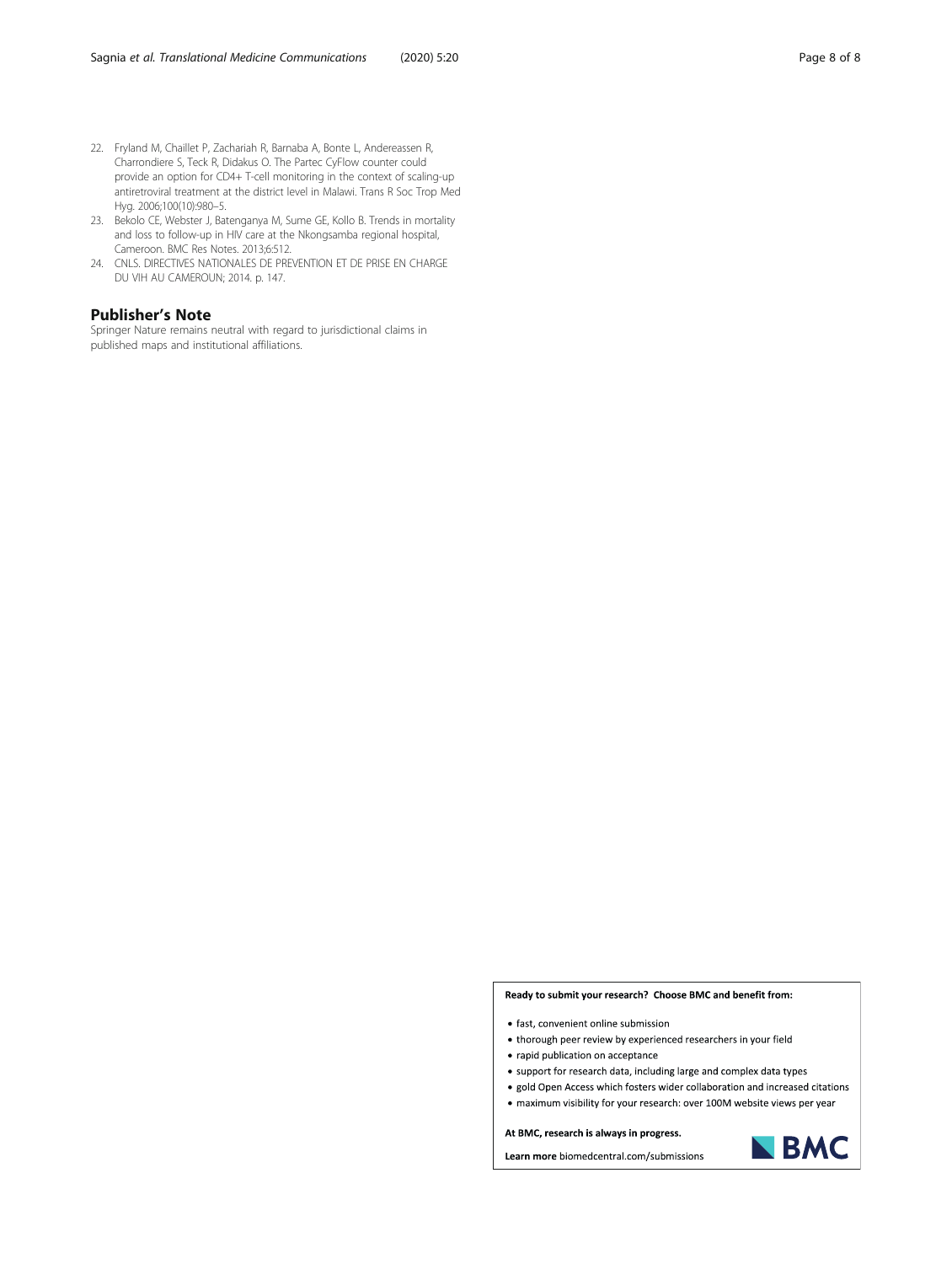22. Fryland M, Chaillet P, Zachariah R, Barnaba A, Bonte L, Andereassen R, Charrondiere S, Teck R, Didakus O. The Partec CyFlow counter could provide an option for CD4+ T-cell monitoring in the context of scaling-up antiretroviral treatment at the district level in Malawi. Trans R Soc Trop Med Hyg. 2006;100(10):980–5.
23. Bekolo CE, Webster J, Batenganya M, Sume GE, Kollo B. Trends in mortality and loss to follow-up in HIV care at the Nkongsamba regional hospital, Cameroon. BMC Res Notes. 2013;6:512.
24. CNLS. DIRECTIVES NATIONALES DE PREVENTION ET DE PRISE EN CHARGE DU VIH AU CAMEROUN; 2014. p. 147.

## Publisher's Note

Springer Nature remains neutral with regard to jurisdictional claims in published maps and institutional affiliations.

**Ready to submit your research? Choose BMC and benefit from:**

- fast, convenient online submission
- thorough peer review by experienced researchers in your field
- rapid publication on acceptance
- support for research data, including large and complex data types
- gold Open Access which fosters wider collaboration and increased citations
- maximum visibility for your research: over 100M website views per year

**At BMC, research is always in progress.**

**Learn more** biomedcentral.com/submissions

BMC